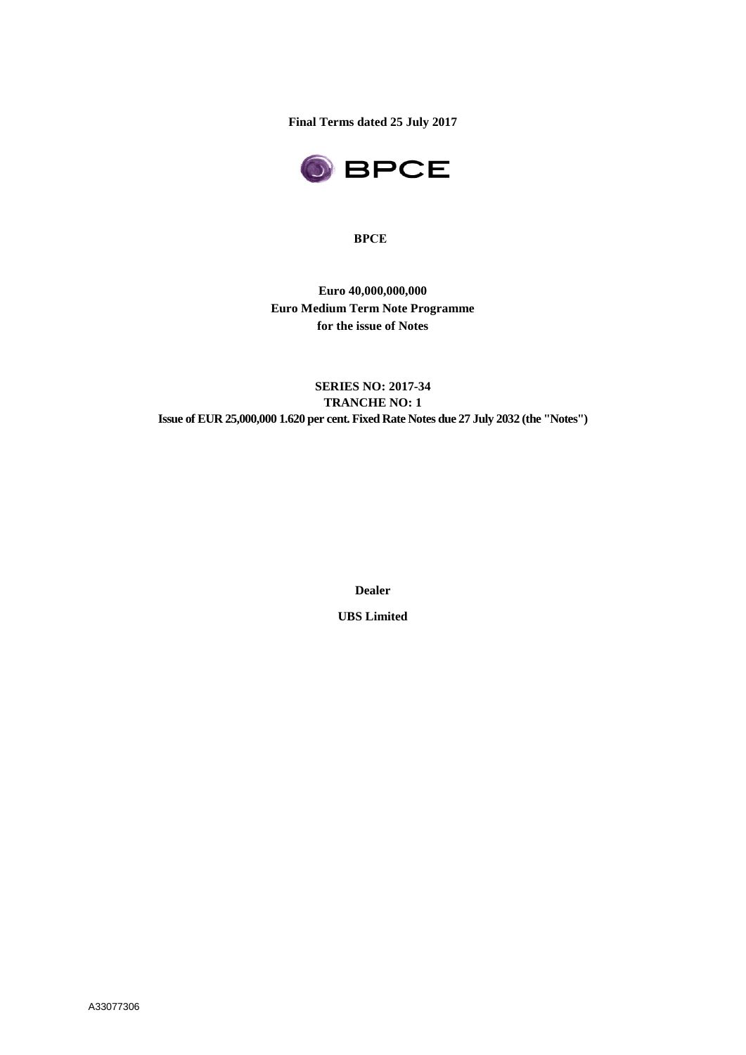**Final Terms dated 25 July 2017**

BPCE

**BPCE**

**Euro 40,000,000,000**
**Euro Medium Term Note Programme**
**for the issue of Notes**

**SERIES NO: 2017-34**
**TRANCHE NO: 1**
**Issue of EUR 25,000,000 1.620 per cent. Fixed Rate Notes due 27 July 2032 (the "Notes")**

**Dealer**

**UBS Limited**

A33077306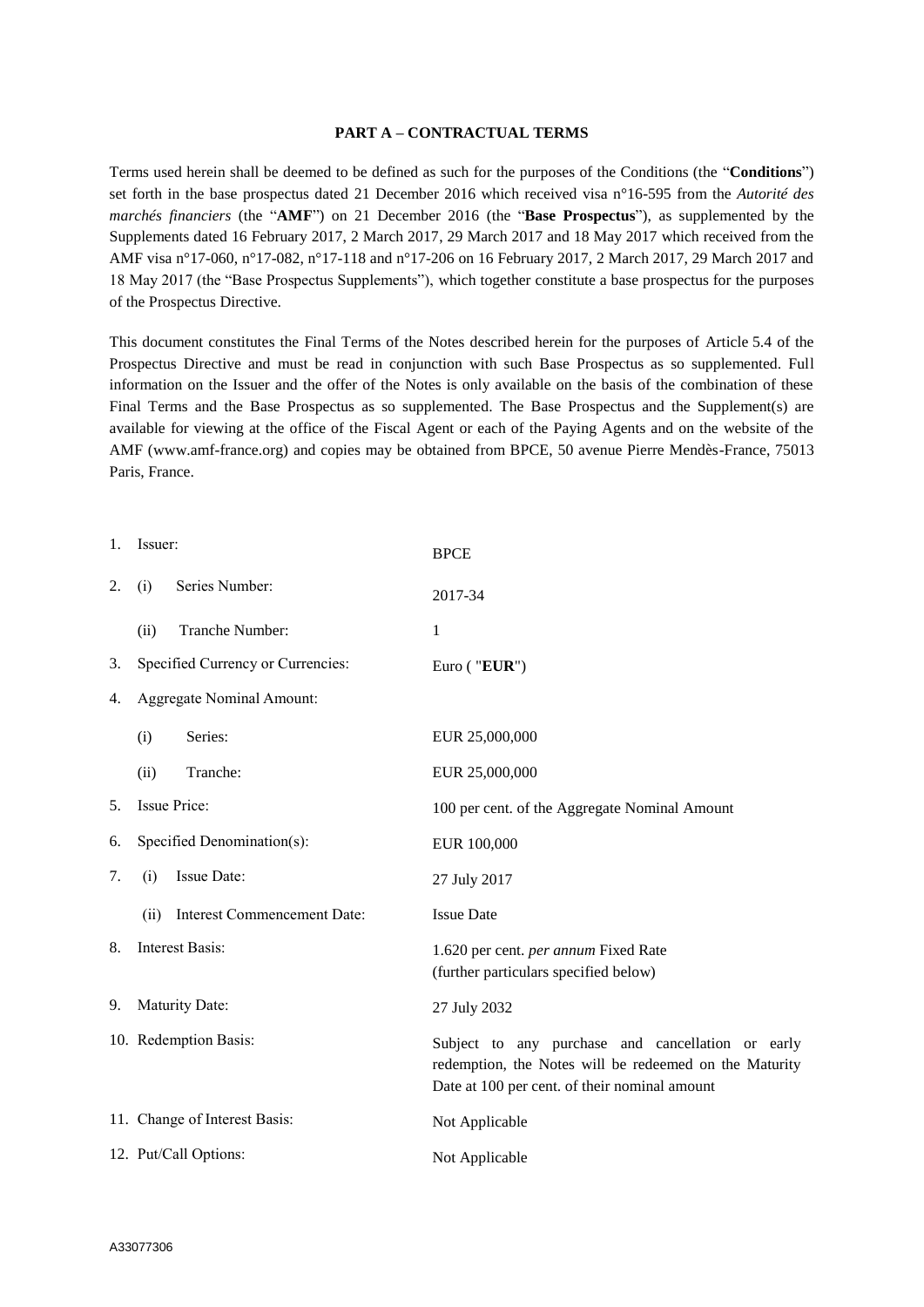## PART A – CONTRACTUAL TERMS

Terms used herein shall be deemed to be defined as such for the purposes of the Conditions (the "**Conditions**") set forth in the base prospectus dated 21 December 2016 which received visa n°16-595 from the *Autorité des marchés financiers* (the "**AMF**") on 21 December 2016 (the "**Base Prospectus**"), as supplemented by the Supplements dated 16 February 2017, 2 March 2017, 29 March 2017 and 18 May 2017 which received from the AMF visa n°17-060, n°17-082, n°17-118 and n°17-206 on 16 February 2017, 2 March 2017, 29 March 2017 and 18 May 2017 (the "Base Prospectus Supplements"), which together constitute a base prospectus for the purposes of the Prospectus Directive.

This document constitutes the Final Terms of the Notes described herein for the purposes of Article 5.4 of the Prospectus Directive and must be read in conjunction with such Base Prospectus as so supplemented. Full information on the Issuer and the offer of the Notes is only available on the basis of the combination of these Final Terms and the Base Prospectus as so supplemented. The Base Prospectus and the Supplement(s) are available for viewing at the office of the Fiscal Agent or each of the Paying Agents and on the website of the AMF (www.amf-france.org) and copies may be obtained from BPCE, 50 avenue Pierre Mendès-France, 75013 Paris, France.

| | |
|---|---|
| 1. Issuer: | BPCE |
| 2. (i) Series Number: | 2017-34 |
| (ii) Tranche Number: | 1 |
| 3. Specified Currency or Currencies: | Euro ( "**EUR**") |
| 4. Aggregate Nominal Amount: | |
| (i) Series: | EUR 25,000,000 |
| (ii) Tranche: | EUR 25,000,000 |
| 5. Issue Price: | 100 per cent. of the Aggregate Nominal Amount |
| 6. Specified Denomination(s): | EUR 100,000 |
| 7. (i) Issue Date: | 27 July 2017 |
| (ii) Interest Commencement Date: | Issue Date |
| 8. Interest Basis: | 1.620 per cent. *per annum* Fixed Rate (further particulars specified below) |
| 9. Maturity Date: | 27 July 2032 |
| 10. Redemption Basis: | Subject to any purchase and cancellation or early redemption, the Notes will be redeemed on the Maturity Date at 100 per cent. of their nominal amount |
| 11. Change of Interest Basis: | Not Applicable |
| 12. Put/Call Options: | Not Applicable |

A33077306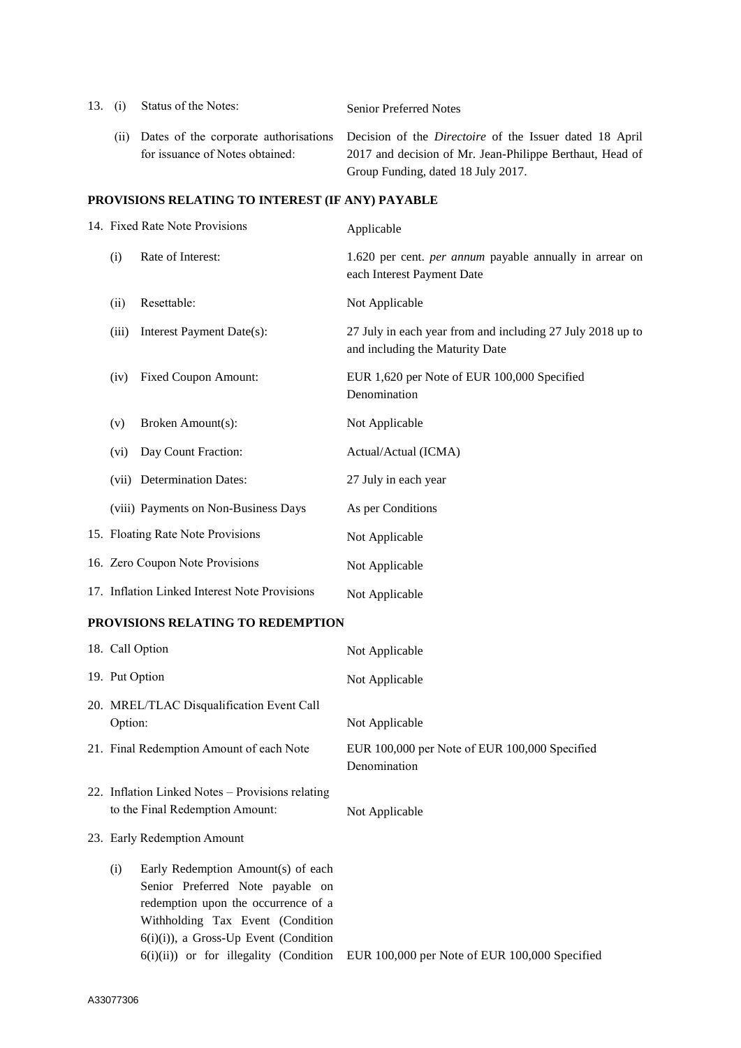| | | |
|---|---|---|
| 13. | (i) Status of the Notes: | Senior Preferred Notes |
| | (ii) Dates of the corporate authorisations for issuance of Notes obtained: | Decision of the *Directoire* of the Issuer dated 18 April 2017 and decision of Mr. Jean-Philippe Berthaut, Head of Group Funding, dated 18 July 2017. |

**PROVISIONS RELATING TO INTEREST (IF ANY) PAYABLE**

| | | |
|---|---|---|
| 14. | Fixed Rate Note Provisions | Applicable |
| | (i) Rate of Interest: | 1.620 per cent. *per annum* payable annually in arrear on each Interest Payment Date |
| | (ii) Resettable: | Not Applicable |
| | (iii) Interest Payment Date(s): | 27 July in each year from and including 27 July 2018 up to and including the Maturity Date |
| | (iv) Fixed Coupon Amount: | EUR 1,620 per Note of EUR 100,000 Specified Denomination |
| | (v) Broken Amount(s): | Not Applicable |
| | (vi) Day Count Fraction: | Actual/Actual (ICMA) |
| | (vii) Determination Dates: | 27 July in each year |
| | (viii) Payments on Non-Business Days | As per Conditions |
| 15. | Floating Rate Note Provisions | Not Applicable |
| 16. | Zero Coupon Note Provisions | Not Applicable |
| 17. | Inflation Linked Interest Note Provisions | Not Applicable |

**PROVISIONS RELATING TO REDEMPTION**

| | | |
|---|---|---|
| 18. | Call Option | Not Applicable |
| 19. | Put Option | Not Applicable |
| 20. | MREL/TLAC Disqualification Event Call Option: | Not Applicable |
| 21. | Final Redemption Amount of each Note | EUR 100,000 per Note of EUR 100,000 Specified Denomination |
| 22. | Inflation Linked Notes – Provisions relating to the Final Redemption Amount: | Not Applicable |
| 23. | Early Redemption Amount | |
| | (i) Early Redemption Amount(s) of each Senior Preferred Note payable on redemption upon the occurrence of a Withholding Tax Event (Condition 6(i)(i)), a Gross-Up Event (Condition 6(i)(ii)) or for illegality (Condition | EUR 100,000 per Note of EUR 100,000 Specified |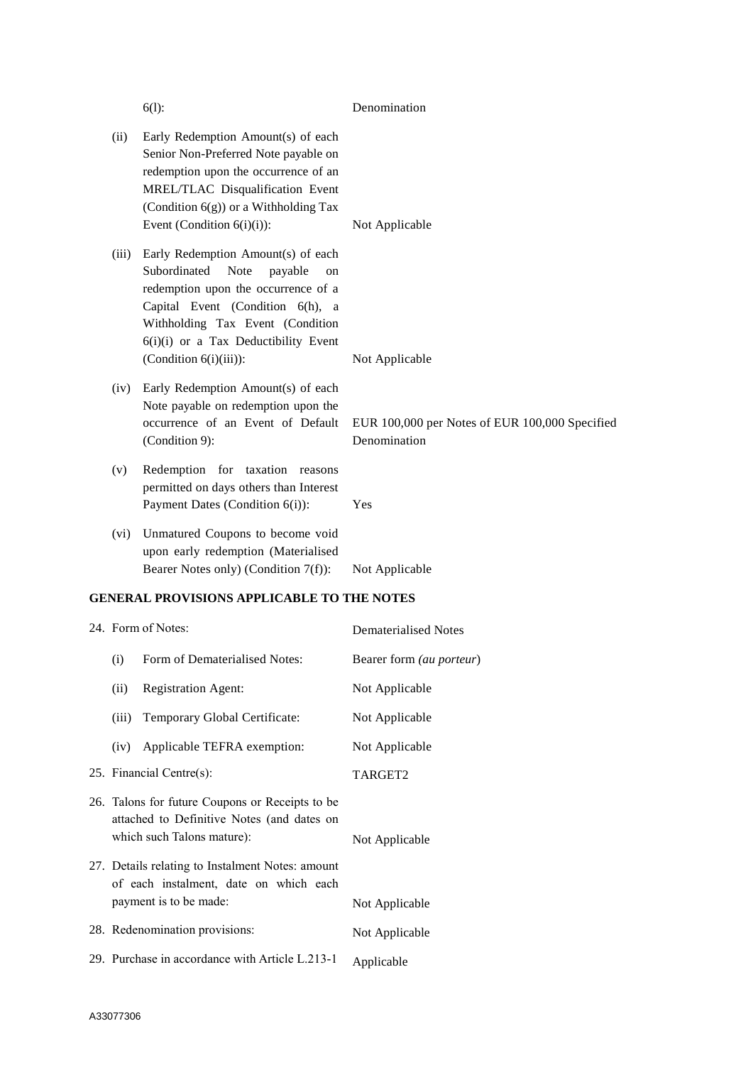| | | |
|---|---|---|
| | 6(l): | Denomination |
| (ii) | Early Redemption Amount(s) of each Senior Non-Preferred Note payable on redemption upon the occurrence of an MREL/TLAC Disqualification Event (Condition 6(g)) or a Withholding Tax Event (Condition 6(i)(i)): | Not Applicable |
| (iii) | Early Redemption Amount(s) of each Subordinated Note payable on redemption upon the occurrence of a Capital Event (Condition 6(h), a Withholding Tax Event (Condition 6(i)(i) or a Tax Deductibility Event (Condition 6(i)(iii)): | Not Applicable |
| (iv) | Early Redemption Amount(s) of each Note payable on redemption upon the occurrence of an Event of Default (Condition 9): | EUR 100,000 per Notes of EUR 100,000 Specified Denomination |
| (v) | Redemption for taxation reasons permitted on days others than Interest Payment Dates (Condition 6(i)): | Yes |
| (vi) | Unmatured Coupons to become void upon early redemption (Materialised Bearer Notes only) (Condition 7(f)): | Not Applicable |

**GENERAL PROVISIONS APPLICABLE TO THE NOTES**

| | | |
|---|---|---|
| 24. | Form of Notes: | Dematerialised Notes |
| (i) | Form of Dematerialised Notes: | Bearer form *(au porteur)* |
| (ii) | Registration Agent: | Not Applicable |
| (iii) | Temporary Global Certificate: | Not Applicable |
| (iv) | Applicable TEFRA exemption: | Not Applicable |
| 25. | Financial Centre(s): | TARGET2 |
| 26. | Talons for future Coupons or Receipts to be attached to Definitive Notes (and dates on which such Talons mature): | Not Applicable |
| 27. | Details relating to Instalment Notes: amount of each instalment, date on which each payment is to be made: | Not Applicable |
| 28. | Redenomination provisions: | Not Applicable |
| 29. | Purchase in accordance with Article L.213-1 | Applicable |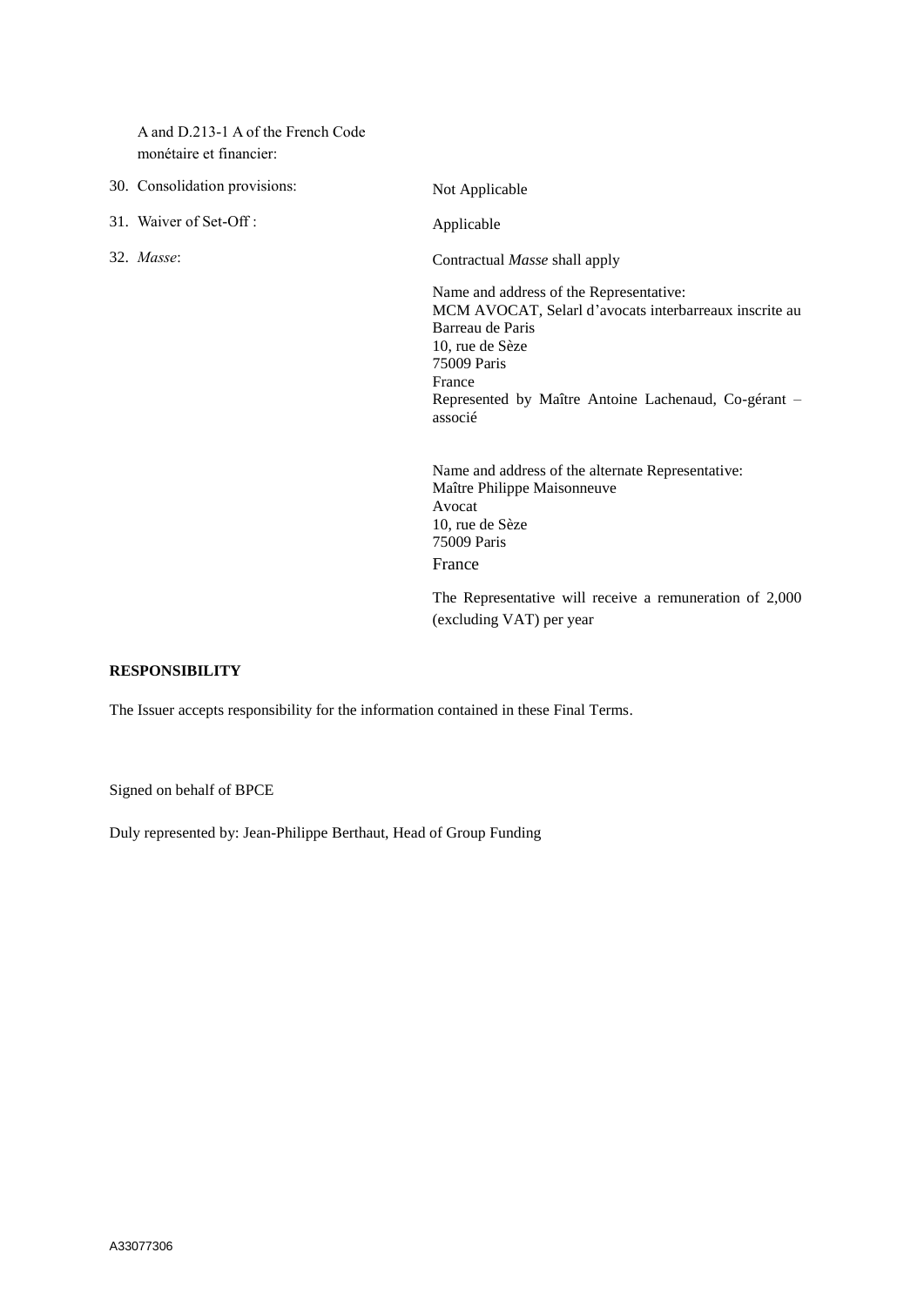A and D.213-1 A of the French Code *monétaire et financier*:

| | |
|---|---|
| 30. Consolidation provisions: | Not Applicable |
| 31. Waiver of Set-Off : | Applicable |
| 32. *Masse*: | Contractual *Masse* shall apply<br><br>Name and address of the Representative:<br>MCM AVOCAT, Selarl d'avocats interbarreaux inscrite au Barreau de Paris<br>10, rue de Sèze<br>75009 Paris<br>France<br>Represented by Maître Antoine Lachenaud, Co-gérant – associé<br><br>Name and address of the alternate Representative:<br>Maître Philippe Maisonneuve<br>Avocat<br>10, rue de Sèze<br>75009 Paris<br>France<br><br>The Representative will receive a remuneration of 2,000 (excluding VAT) per year |

**RESPONSIBILITY**

The Issuer accepts responsibility for the information contained in these Final Terms.

Signed on behalf of BPCE

Duly represented by: Jean-Philippe Berthaut, Head of Group Funding

A33077306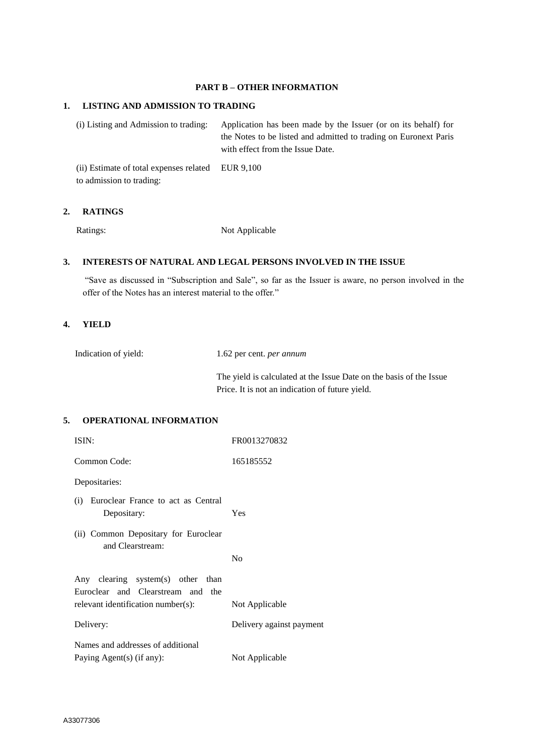## PART B – OTHER INFORMATION

### 1. LISTING AND ADMISSION TO TRADING

| | |
|---|---|
| (i) Listing and Admission to trading: | Application has been made by the Issuer (or on its behalf) for the Notes to be listed and admitted to trading on Euronext Paris with effect from the Issue Date. |
| (ii) Estimate of total expenses related to admission to trading: | EUR 9,100 |

### 2. RATINGS

| | |
|---|---|
| Ratings: | Not Applicable |

### 3. INTERESTS OF NATURAL AND LEGAL PERSONS INVOLVED IN THE ISSUE

"Save as discussed in "Subscription and Sale", so far as the Issuer is aware, no person involved in the offer of the Notes has an interest material to the offer."

### 4. YIELD

| | |
|---|---|
| Indication of yield: | 1.62 per cent. *per annum*<br><br>The yield is calculated at the Issue Date on the basis of the Issue Price. It is not an indication of future yield. |

### 5. OPERATIONAL INFORMATION

| | |
|---|---|
| ISIN: | FR0013270832 |
| Common Code: | 165185552 |
| Depositaries: | |
| (i) Euroclear France to act as Central Depositary: | Yes |
| (ii) Common Depositary for Euroclear and Clearstream: | No |
| Any clearing system(s) other than Euroclear and Clearstream and the relevant identification number(s): | Not Applicable |
| Delivery: | Delivery against payment |
| Names and addresses of additional Paying Agent(s) (if any): | Not Applicable |

A33077306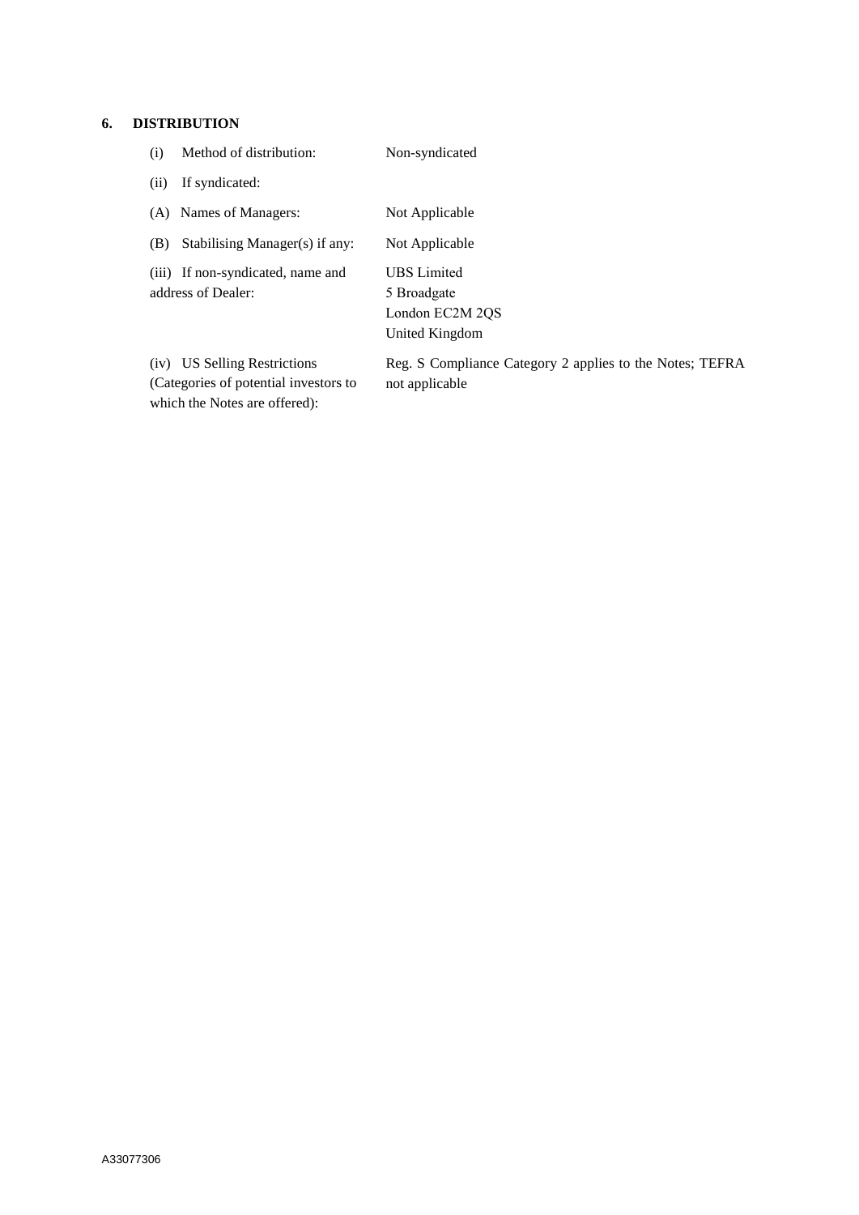## 6. DISTRIBUTION

| | |
|---|---|
| (i) Method of distribution: | Non-syndicated |
| (ii) If syndicated: | |
| (A) Names of Managers: | Not Applicable |
| (B) Stabilising Manager(s) if any: | Not Applicable |
| (iii) If non-syndicated, name and address of Dealer: | UBS Limited<br>5 Broadgate<br>London EC2M 2QS<br>United Kingdom |
| (iv) US Selling Restrictions (Categories of potential investors to which the Notes are offered): | Reg. S Compliance Category 2 applies to the Notes; TEFRA not applicable |

A33077306